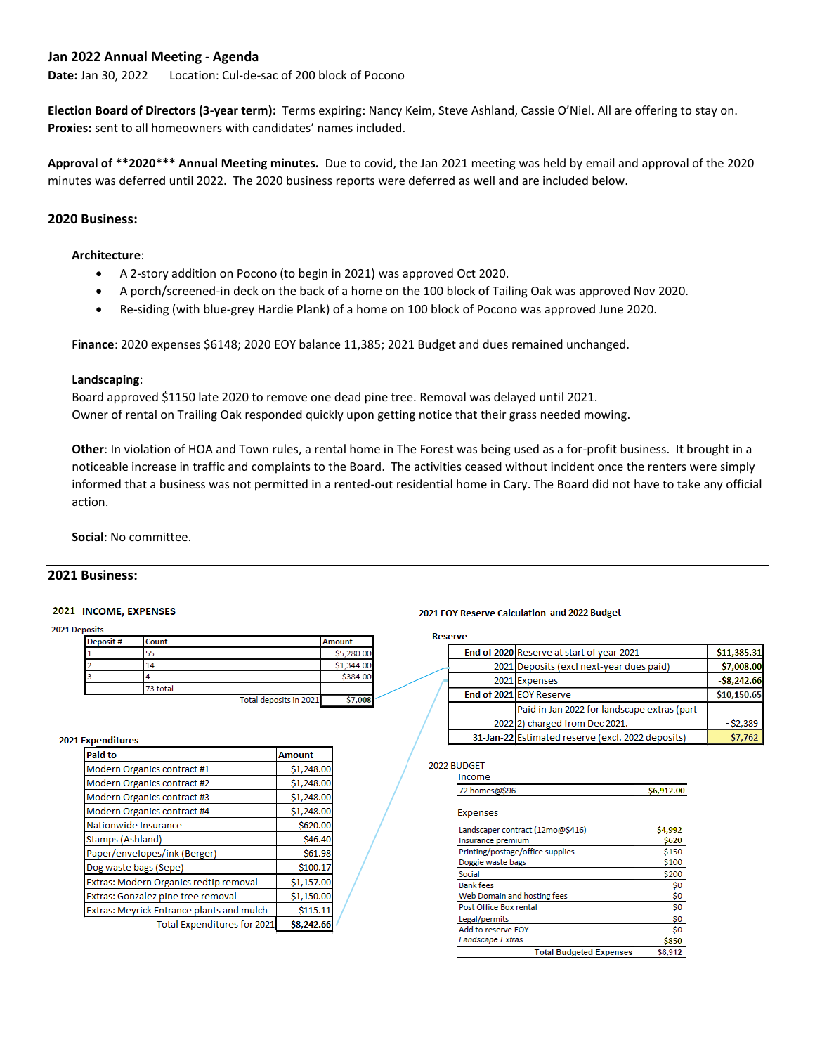## Jan 2022 Annual Meeting - Agenda

**Date:** Jan 30, 2022 Location: Cul-de-sac of 200 block of Pocono

**Election Board of Directors (3-year term):** Terms expiring: Nancy Keim, Steve Ashland, Cassie O'Niel. All are offering to stay on.
**Proxies:** sent to all homeowners with candidates' names included.

**Approval of **2020*** Annual Meeting minutes.** Due to covid, the Jan 2021 meeting was held by email and approval of the 2020 minutes was deferred until 2022. The 2020 business reports were deferred as well and are included below.

---

### 2020 Business:

**Architecture**:

- A 2-story addition on Pocono (to begin in 2021) was approved Oct 2020.
- A porch/screened-in deck on the back of a home on the 100 block of Tailing Oak was approved Nov 2020.
- Re-siding (with blue-grey Hardie Plank) of a home on 100 block of Pocono was approved June 2020.

**Finance**: 2020 expenses $6148; 2020 EOY balance 11,385; 2021 Budget and dues remained unchanged.

**Landscaping**:
Board approved $1150 late 2020 to remove one dead pine tree. Removal was delayed until 2021.
Owner of rental on Trailing Oak responded quickly upon getting notice that their grass needed mowing.

**Other**: In violation of HOA and Town rules, a rental home in The Forest was being used as a for-profit business. It brought in a noticeable increase in traffic and complaints to the Board. The activities ceased without incident once the renters were simply informed that a business was not permitted in a rented-out residential home in Cary. The Board did not have to take any official action.

**Social**: No committee.

---

### 2021 Business:

**2021 INCOME, EXPENSES**

**2021 Deposits**

| Deposit # | Count | Amount |
|---|---|---|
| 1 | 55 | $5,280.00 |
| 2 | 14 | $1,344.00 |
| 3 | 4 | $384.00 |
| | 73 total | |
| | Total deposits in 2021 | $7,008 |

**2021 Expenditures**

| Paid to | Amount |
|---|---|
| Modern Organics contract #1 | $1,248.00 |
| Modern Organics contract #2 | $1,248.00 |
| Modern Organics contract #3 | $1,248.00 |
| Modern Organics contract #4 | $1,248.00 |
| Nationwide Insurance | $620.00 |
| Stamps (Ashland) | $46.40 |
| Paper/envelopes/ink (Berger) | $61.98 |
| Dog waste bags (Sepe) | $100.17 |
| Extras: Modern Organics redtip removal | $1,157.00 |
| Extras: Gonzalez pine tree removal | $1,150.00 |
| Extras: Meyrick Entrance plants and mulch | $115.11 |
| Total Expenditures for 2021 | $8,242.66 |

**2021 EOY Reserve Calculation and 2022 Budget**

**Reserve**

| | | |
|---|---|---|
| End of 2020 | Reserve at start of year 2021 | $11,385.31 |
| 2021 | Deposits (excl next-year dues paid) | $7,008.00 |
| 2021 | Expenses | -$8,242.66 |
| End of 2021 | EOY Reserve | $10,150.65 |
| 2022 | Paid in Jan 2022 for landscape extras (part 2) charged from Dec 2021. | - $2,389 |
| 31-Jan-22 | Estimated reserve (excl. 2022 deposits) | $7,762 |

**2022 BUDGET**

Income

| | |
|---|---|
| 72 homes@$96 | $6,912.00 |

Expenses

| | |
|---|---|
| Landscaper contract (12mo@$416) | $4,992 |
| Insurance premium | $620 |
| Printing/postage/office supplies | $150 |
| Doggie waste bags | $100 |
| Social | $200 |
| Bank fees | $0 |
| Web Domain and hosting fees | $0 |
| Post Office Box rental | $0 |
| Legal/permits | $0 |
| Add to reserve EOY | $0 |
| *Landscape Extras* | $850 |
| **Total Budgeted Expenses** | $6,912 |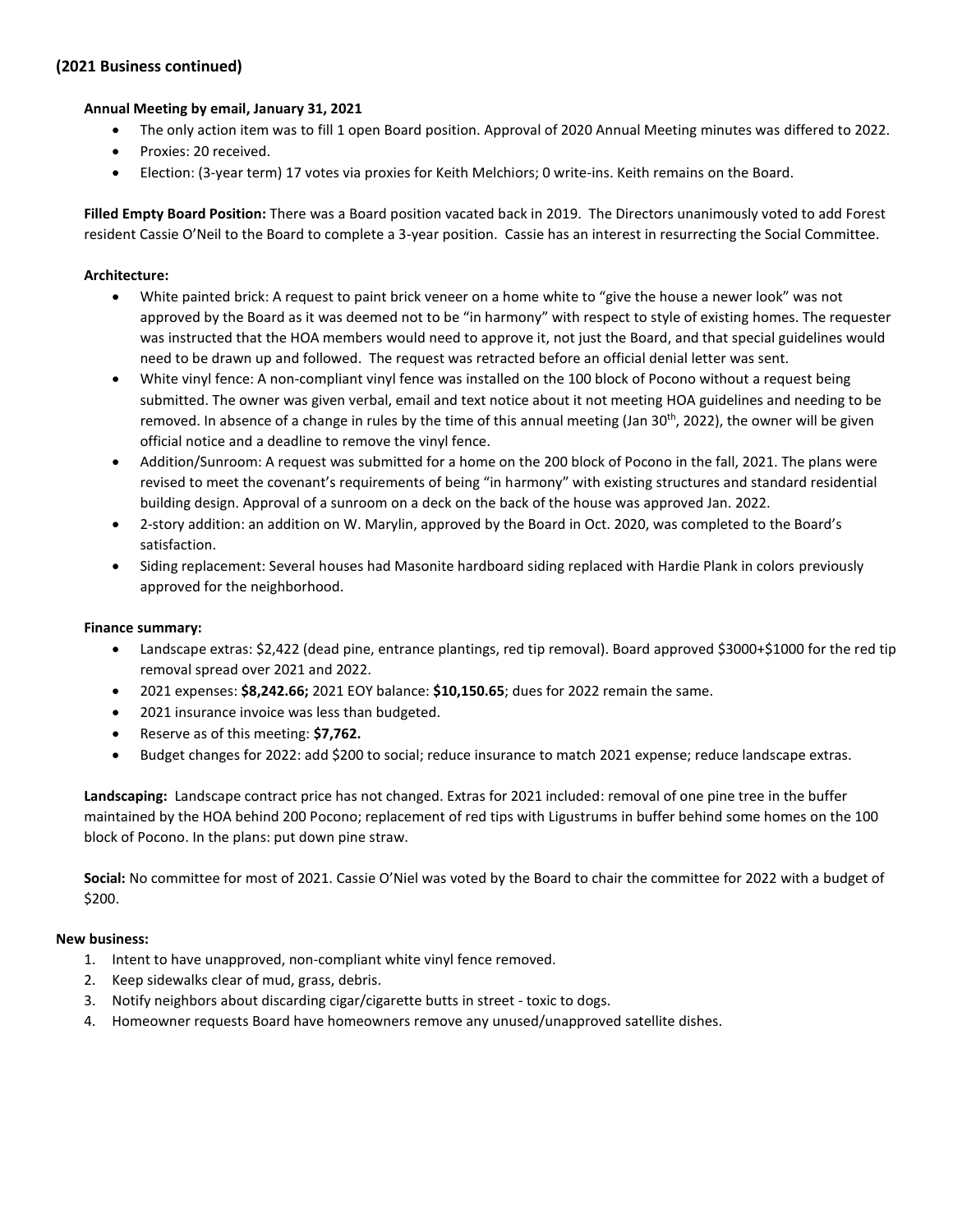## (2021 Business continued)

**Annual Meeting by email, January 31, 2021**

- The only action item was to fill 1 open Board position. Approval of 2020 Annual Meeting minutes was differed to 2022.
- Proxies: 20 received.
- Election: (3-year term) 17 votes via proxies for Keith Melchiors; 0 write-ins. Keith remains on the Board.

**Filled Empty Board Position:** There was a Board position vacated back in 2019. The Directors unanimously voted to add Forest resident Cassie O'Neil to the Board to complete a 3-year position. Cassie has an interest in resurrecting the Social Committee.

**Architecture:**

- White painted brick: A request to paint brick veneer on a home white to "give the house a newer look" was not approved by the Board as it was deemed not to be "in harmony" with respect to style of existing homes. The requester was instructed that the HOA members would need to approve it, not just the Board, and that special guidelines would need to be drawn up and followed. The request was retracted before an official denial letter was sent.
- White vinyl fence: A non-compliant vinyl fence was installed on the 100 block of Pocono without a request being submitted. The owner was given verbal, email and text notice about it not meeting HOA guidelines and needing to be removed. In absence of a change in rules by the time of this annual meeting (Jan 30th, 2022), the owner will be given official notice and a deadline to remove the vinyl fence.
- Addition/Sunroom: A request was submitted for a home on the 200 block of Pocono in the fall, 2021. The plans were revised to meet the covenant's requirements of being "in harmony" with existing structures and standard residential building design. Approval of a sunroom on a deck on the back of the house was approved Jan. 2022.
- 2-story addition: an addition on W. Marylin, approved by the Board in Oct. 2020, was completed to the Board's satisfaction.
- Siding replacement: Several houses had Masonite hardboard siding replaced with Hardie Plank in colors previously approved for the neighborhood.

**Finance summary:**

- Landscape extras: $2,422 (dead pine, entrance plantings, red tip removal). Board approved $3000+$1000 for the red tip removal spread over 2021 and 2022.
- 2021 expenses: **$8,242.66;** 2021 EOY balance: **$10,150.65**; dues for 2022 remain the same.
- 2021 insurance invoice was less than budgeted.
- Reserve as of this meeting: **$7,762.**
- Budget changes for 2022: add $200 to social; reduce insurance to match 2021 expense; reduce landscape extras.

**Landscaping:** Landscape contract price has not changed. Extras for 2021 included: removal of one pine tree in the buffer maintained by the HOA behind 200 Pocono; replacement of red tips with Ligustrums in buffer behind some homes on the 100 block of Pocono. In the plans: put down pine straw.

**Social:** No committee for most of 2021. Cassie O'Niel was voted by the Board to chair the committee for 2022 with a budget of $200.

**New business:**

1. Intent to have unapproved, non-compliant white vinyl fence removed.
2. Keep sidewalks clear of mud, grass, debris.
3. Notify neighbors about discarding cigar/cigarette butts in street - toxic to dogs.
4. Homeowner requests Board have homeowners remove any unused/unapproved satellite dishes.